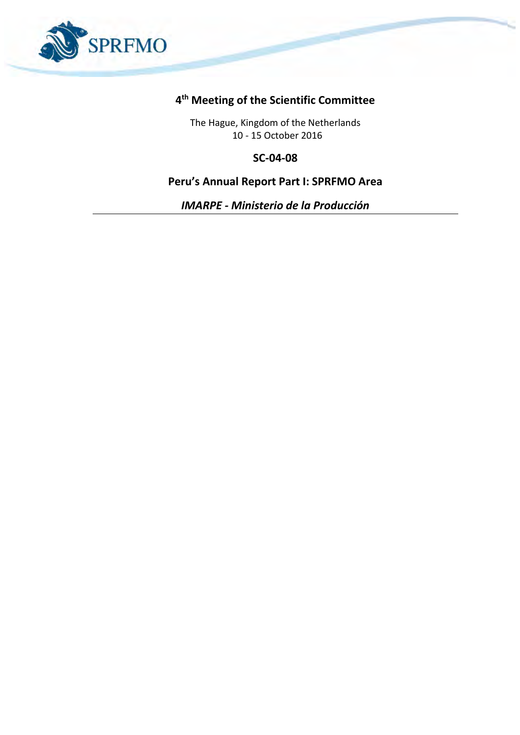SPRFMO

# 4th Meeting of the Scientific Committee

The Hague, Kingdom of the Netherlands
10 - 15 October 2016

## SC-04-08

## Peru's Annual Report Part I: SPRFMO Area

***IMARPE - Ministerio de la Producción***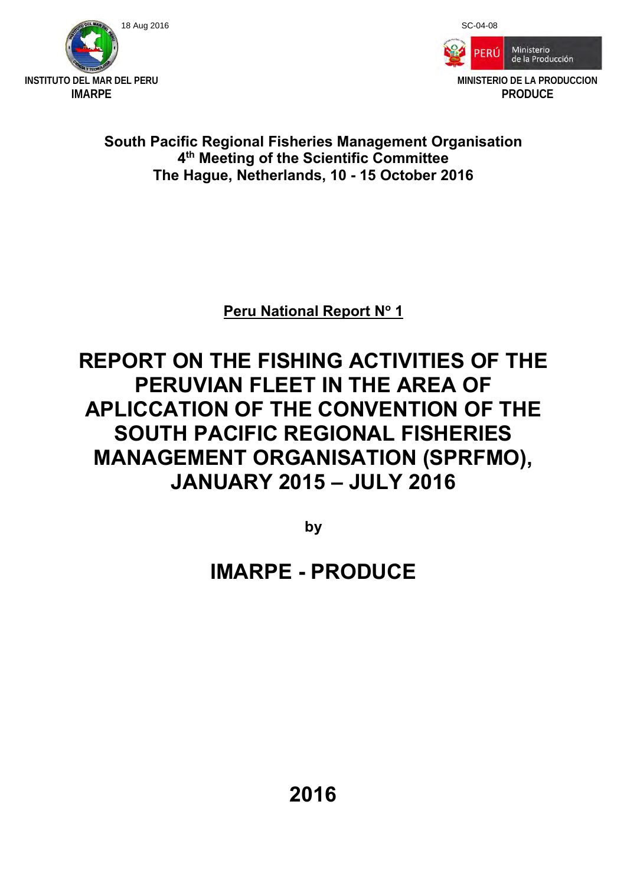18 Aug 2016

SC-04-08

**INSTITUTO DEL MAR DEL PERU**
**IMARPE**

**MINISTERIO DE LA PRODUCCION**
**PRODUCE**

**South Pacific Regional Fisheries Management Organisation**
**4th Meeting of the Scientific Committee**
**The Hague, Netherlands, 10 - 15 October 2016**

**Peru National Report N° 1**

# REPORT ON THE FISHING ACTIVITIES OF THE PERUVIAN FLEET IN THE AREA OF APLICCATION OF THE CONVENTION OF THE SOUTH PACIFIC REGIONAL FISHERIES MANAGEMENT ORGANISATION (SPRFMO), JANUARY 2015 – JULY 2016

**by**

## IMARPE - PRODUCE

**2016**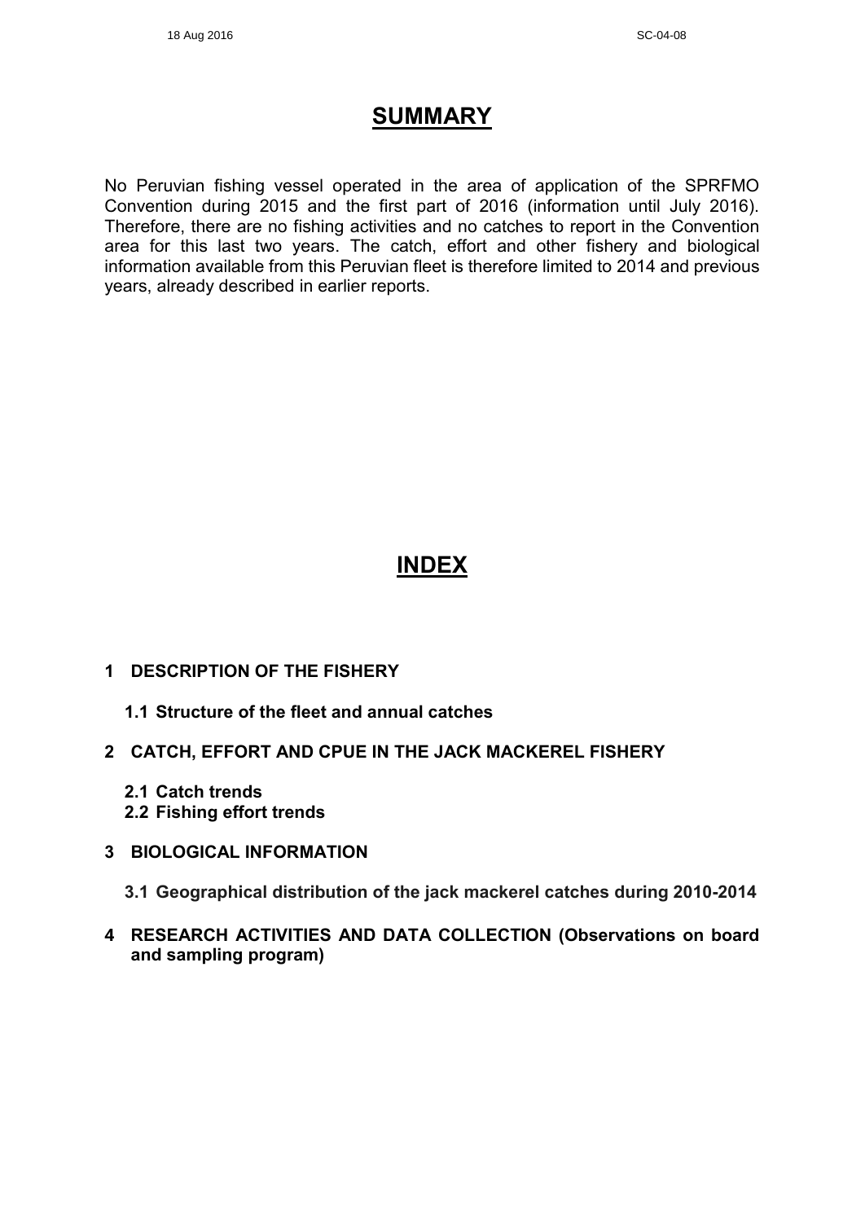# SUMMARY

No Peruvian fishing vessel operated in the area of application of the SPRFMO Convention during 2015 and the first part of 2016 (information until July 2016). Therefore, there are no fishing activities and no catches to report in the Convention area for this last two years. The catch, effort and other fishery and biological information available from this Peruvian fleet is therefore limited to 2014 and previous years, already described in earlier reports.

# INDEX

**1 DESCRIPTION OF THE FISHERY**

- **1.1 Structure of the fleet and annual catches**

**2 CATCH, EFFORT AND CPUE IN THE JACK MACKEREL FISHERY**

- **2.1 Catch trends**
- **2.2 Fishing effort trends**

**3 BIOLOGICAL INFORMATION**

- **3.1 Geographical distribution of the jack mackerel catches during 2010-2014**

**4 RESEARCH ACTIVITIES AND DATA COLLECTION (Observations on board and sampling program)**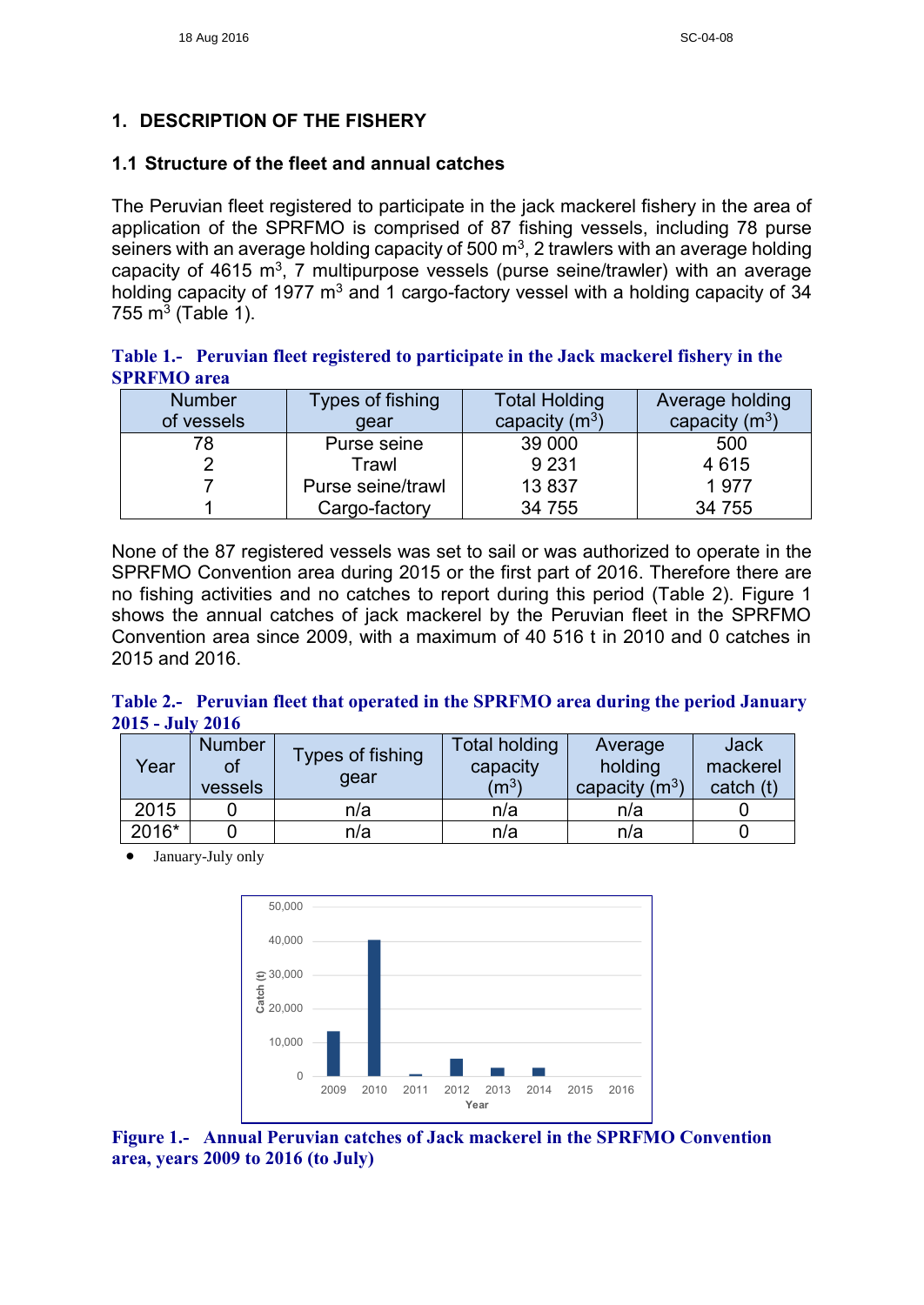## 1. DESCRIPTION OF THE FISHERY

### 1.1 Structure of the fleet and annual catches

The Peruvian fleet registered to participate in the jack mackerel fishery in the area of application of the SPRFMO is comprised of 87 fishing vessels, including 78 purse seiners with an average holding capacity of 500 $m^3$, 2 trawlers with an average holding capacity of 4615 $m^3$, 7 multipurpose vessels (purse seine/trawler) with an average holding capacity of 1977 $m^3$ and 1 cargo-factory vessel with a holding capacity of 34 755 $m^3$ (Table 1).

**Table 1.- Peruvian fleet registered to participate in the Jack mackerel fishery in the SPRFMO area**

| Number of vessels | Types of fishing gear | Total Holding capacity ($m^3$) | Average holding capacity ($m^3$) |
|---|---|---|---|
| 78 | Purse seine | 39 000 | 500 |
| 2 | Trawl | 9 231 | 4 615 |
| 7 | Purse seine/trawl | 13 837 | 1 977 |
| 1 | Cargo-factory | 34 755 | 34 755 |

None of the 87 registered vessels was set to sail or was authorized to operate in the SPRFMO Convention area during 2015 or the first part of 2016. Therefore there are no fishing activities and no catches to report during this period (Table 2). Figure 1 shows the annual catches of jack mackerel by the Peruvian fleet in the SPRFMO Convention area since 2009, with a maximum of 40 516 t in 2010 and 0 catches in 2015 and 2016.

**Table 2.- Peruvian fleet that operated in the SPRFMO area during the period January 2015 - July 2016**

| Year | Number of vessels | Types of fishing gear | Total holding capacity ($m^3$) | Average holding capacity ($m^3$) | Jack mackerel catch (t) |
|---|---|---|---|---|---|
| 2015 | 0 | n/a | n/a | n/a | 0 |
| 2016* | 0 | n/a | n/a | n/a | 0 |

- January-July only

**Figure 1.- Annual Peruvian catches of Jack mackerel in the SPRFMO Convention area, years 2009 to 2016 (to July)**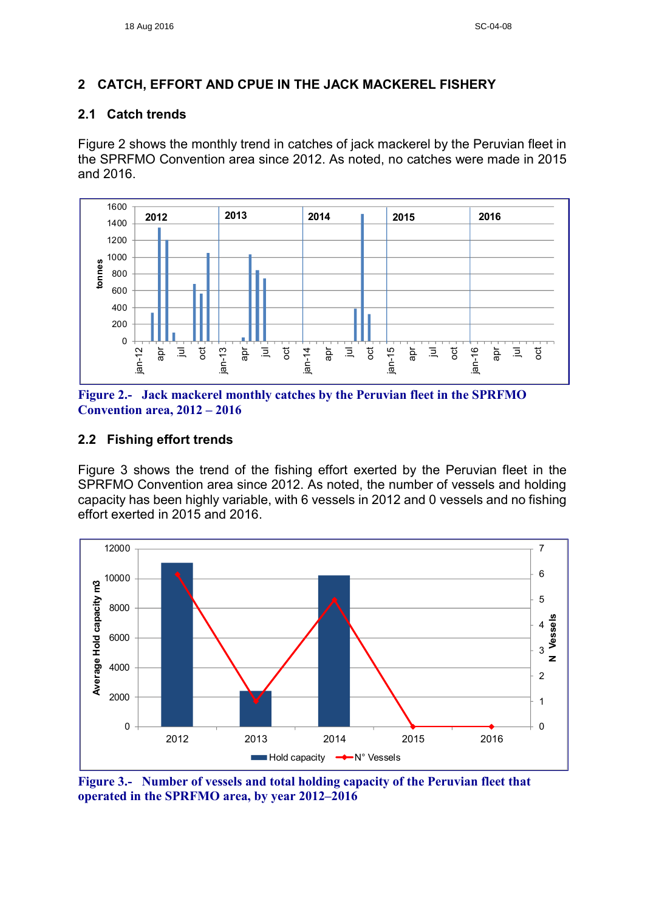## 2 CATCH, EFFORT AND CPUE IN THE JACK MACKEREL FISHERY

### 2.1 Catch trends

Figure 2 shows the monthly trend in catches of jack mackerel by the Peruvian fleet in the SPRFMO Convention area since 2012. As noted, no catches were made in 2015 and 2016.

**Figure 2.- Jack mackerel monthly catches by the Peruvian fleet in the SPRFMO Convention area, 2012 – 2016**

### 2.2 Fishing effort trends

Figure 3 shows the trend of the fishing effort exerted by the Peruvian fleet in the SPRFMO Convention area since 2012. As noted, the number of vessels and holding capacity has been highly variable, with 6 vessels in 2012 and 0 vessels and no fishing effort exerted in 2015 and 2016.

**Figure 3.- Number of vessels and total holding capacity of the Peruvian fleet that operated in the SPRFMO area, by year 2012–2016**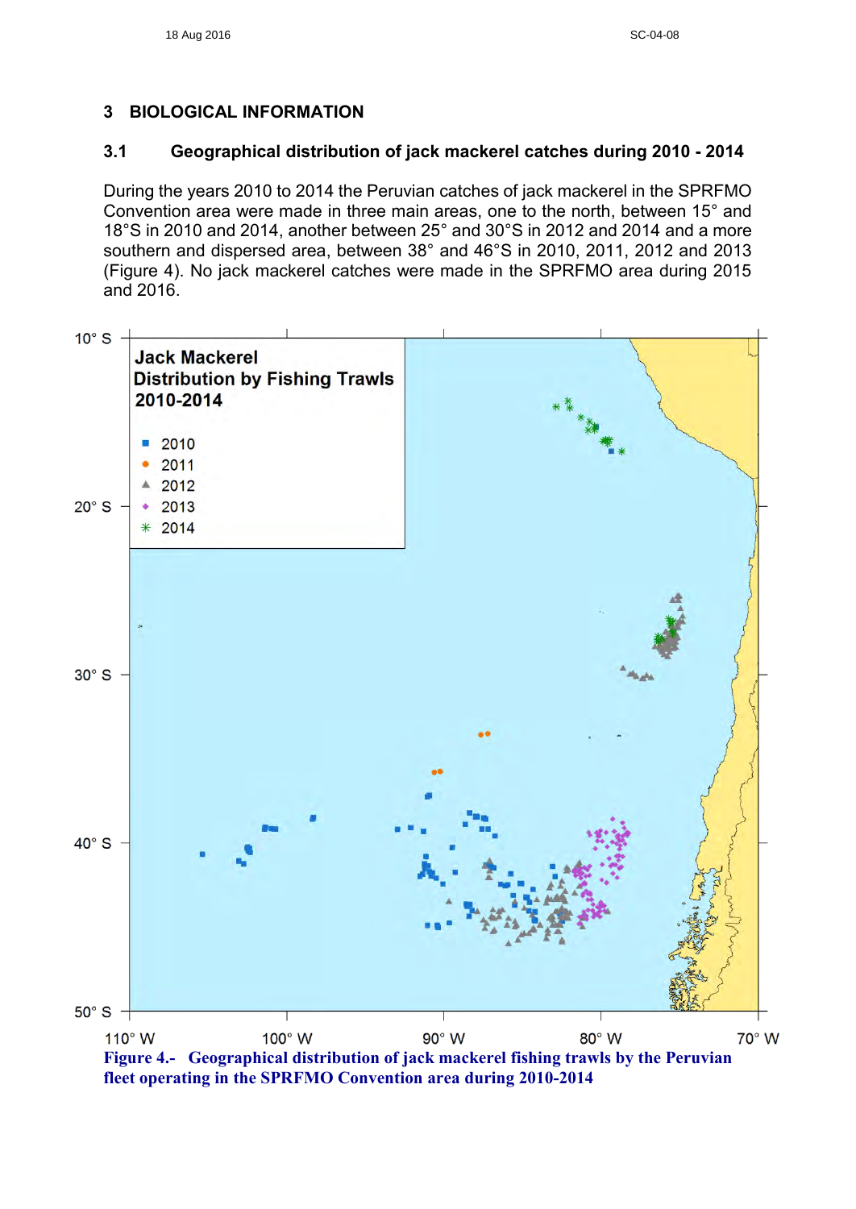# 3 BIOLOGICAL INFORMATION

## 3.1 Geographical distribution of jack mackerel catches during 2010 - 2014

During the years 2010 to 2014 the Peruvian catches of jack mackerel in the SPRFMO Convention area were made in three main areas, one to the north, between 15° and 18°S in 2010 and 2014, another between 25° and 30°S in 2012 and 2014 and a more southern and dispersed area, between 38° and 46°S in 2010, 2011, 2012 and 2013 (Figure 4). No jack mackerel catches were made in the SPRFMO area during 2015 and 2016.

**Figure 4.- Geographical distribution of jack mackerel fishing trawls by the Peruvian fleet operating in the SPRFMO Convention area during 2010-2014**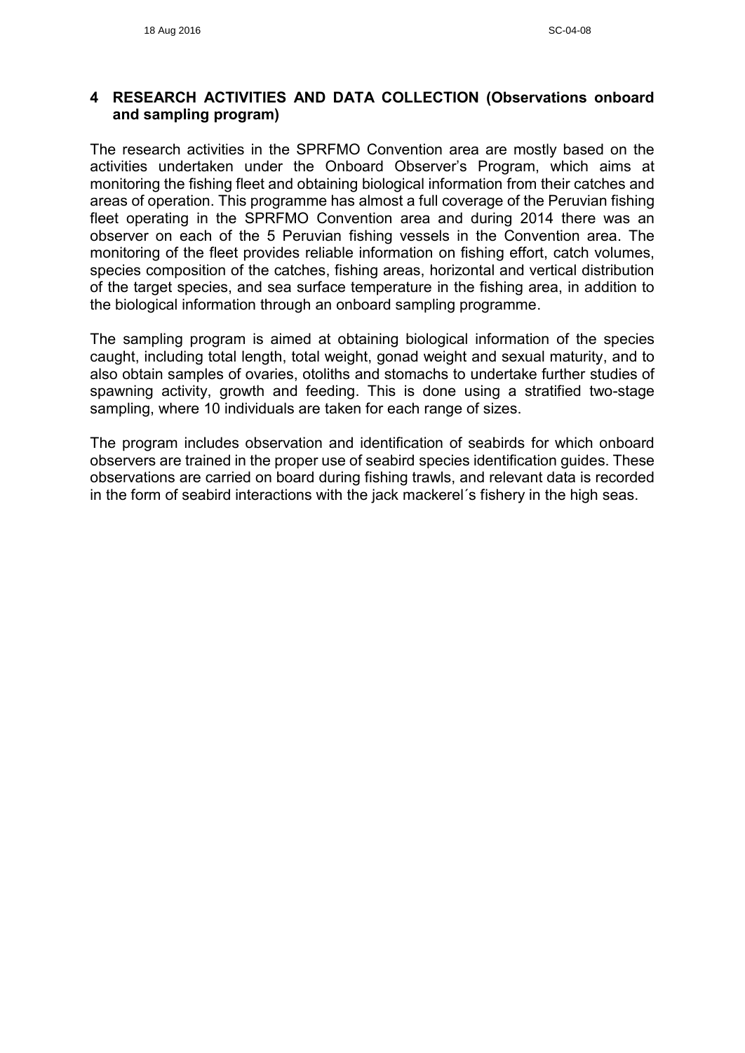## 4 RESEARCH ACTIVITIES AND DATA COLLECTION (Observations onboard and sampling program)

The research activities in the SPRFMO Convention area are mostly based on the activities undertaken under the Onboard Observer's Program, which aims at monitoring the fishing fleet and obtaining biological information from their catches and areas of operation. This programme has almost a full coverage of the Peruvian fishing fleet operating in the SPRFMO Convention area and during 2014 there was an observer on each of the 5 Peruvian fishing vessels in the Convention area. The monitoring of the fleet provides reliable information on fishing effort, catch volumes, species composition of the catches, fishing areas, horizontal and vertical distribution of the target species, and sea surface temperature in the fishing area, in addition to the biological information through an onboard sampling programme.

The sampling program is aimed at obtaining biological information of the species caught, including total length, total weight, gonad weight and sexual maturity, and to also obtain samples of ovaries, otoliths and stomachs to undertake further studies of spawning activity, growth and feeding. This is done using a stratified two-stage sampling, where 10 individuals are taken for each range of sizes.

The program includes observation and identification of seabirds for which onboard observers are trained in the proper use of seabird species identification guides. These observations are carried on board during fishing trawls, and relevant data is recorded in the form of seabird interactions with the jack mackerel´s fishery in the high seas.